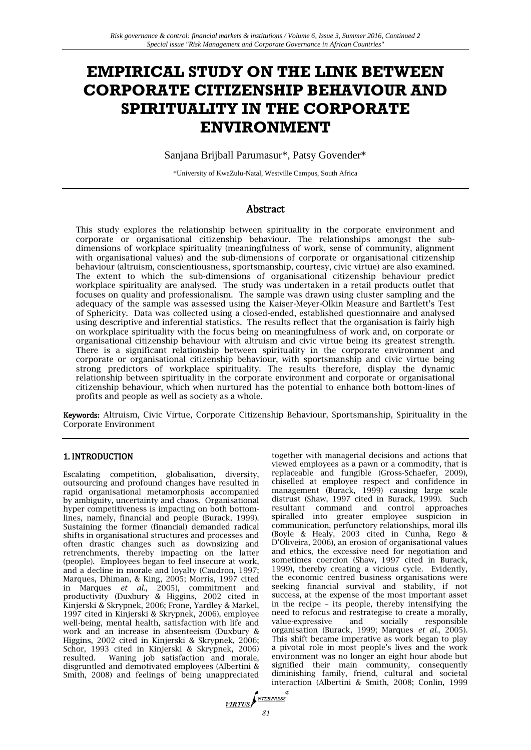# EMPIRICAL STUDY ON THE LINK BETWEEN CORPORATE CITIZENSHIP BEHAVIOUR AND SPIRITUALITY IN THE CORPORATE ENVIRONMENT

Sanjana Brijball Parumasur*, Patsy Govender*

*University of KwaZulu-Natal, Westville Campus, South Africa

## Abstract

This study explores the relationship between spirituality in the corporate environment and corporate or organisational citizenship behaviour. The relationships amongst the sub-dimensions of workplace spirituality (meaningfulness of work, sense of community, alignment with organisational values) and the sub-dimensions of corporate or organisational citizenship behaviour (altruism, conscientiousness, sportsmanship, courtesy, civic virtue) are also examined. The extent to which the sub-dimensions of organisational citizenship behaviour predict workplace spirituality are analysed. The study was undertaken in a retail products outlet that focuses on quality and professionalism. The sample was drawn using cluster sampling and the adequacy of the sample was assessed using the Kaiser-Meyer-Olkin Measure and Bartlett's Test of Sphericity. Data was collected using a closed-ended, established questionnaire and analysed using descriptive and inferential statistics. The results reflect that the organisation is fairly high on workplace spirituality with the focus being on meaningfulness of work and, on corporate or organisational citizenship behaviour with altruism and civic virtue being its greatest strength. There is a significant relationship between spirituality in the corporate environment and corporate or organisational citizenship behaviour, with sportsmanship and civic virtue being strong predictors of workplace spirituality. The results therefore, display the dynamic relationship between spirituality in the corporate environment and corporate or organisational citizenship behaviour, which when nurtured has the potential to enhance both bottom-lines of profits and people as well as society as a whole.

**Keywords:** Altruism, Civic Virtue, Corporate Citizenship Behaviour, Sportsmanship, Spirituality in the Corporate Environment

## 1. INTRODUCTION

Escalating competition, globalisation, diversity, outsourcing and profound changes have resulted in rapid organisational metamorphosis accompanied by ambiguity, uncertainty and chaos. Organisational hyper competitiveness is impacting on both bottom-lines, namely, financial and people (Burack, 1999). Sustaining the former (financial) demanded radical shifts in organisational structures and processes and often drastic changes such as downsizing and retrenchments, thereby impacting on the latter (people). Employees began to feel insecure at work, and a decline in morale and loyalty (Caudron, 1997; Marques, Dhiman, & King, 2005; Morris, 1997 cited in Marques *et al*., 2005), commitment and productivity (Duxbury & Higgins, 2002 cited in Kinjerski & Skrypnek, 2006; Frone, Yardley & Markel, 1997 cited in Kinjerski & Skrypnek, 2006), employee well-being, mental health, satisfaction with life and work and an increase in absenteeism (Duxbury & Higgins, 2002 cited in Kinjerski & Skrypnek, 2006; Schor, 1993 cited in Kinjerski & Skrypnek, 2006) resulted. Waning job satisfaction and morale, disgruntled and demotivated employees (Albertini & Smith, 2008) and feelings of being unappreciated together with managerial decisions and actions that viewed employees as a pawn or a commodity, that is replaceable and fungible (Gross-Schaefer, 2009), chiselled at employee respect and confidence in management (Burack, 1999) causing large scale distrust (Shaw, 1997 cited in Burack, 1999). Such resultant command and control approaches spiralled into greater employee suspicion in communication, perfunctory relationships, moral ills (Boyle & Healy, 2003 cited in Cunha, Rego & D'Oliveira, 2006), an erosion of organisational values and ethics, the excessive need for negotiation and sometimes coercion (Shaw, 1997 cited in Burack, 1999), thereby creating a vicious cycle. Evidently, the economic centred business organisations were seeking financial survival and stability, if not success, at the expense of the most important asset in the recipe – its people, thereby intensifying the need to refocus and restrategise to create a morally, value-expressive and socially responsible organisation (Burack, 1999; Marques *et al.*, 2005). This shift became imperative as work began to play a pivotal role in most people's lives and the work environment was no longer an eight hour abode but signified their main community, consequently diminishing family, friend, cultural and societal interaction (Albertini & Smith, 2008; Conlin, 1999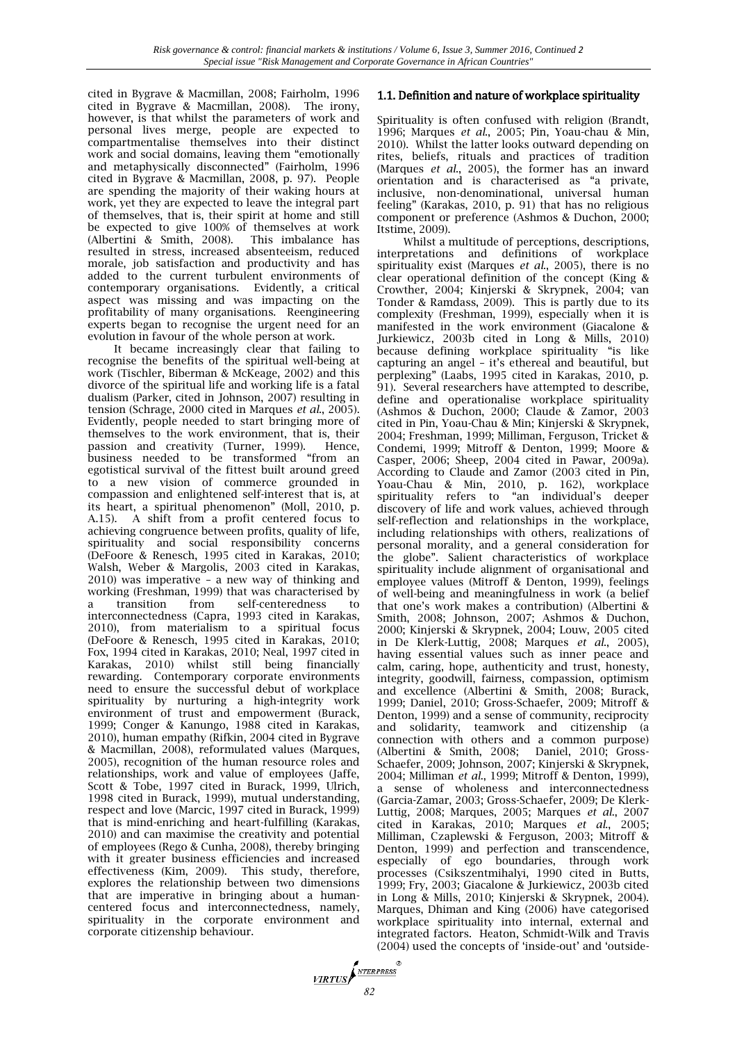cited in Bygrave & Macmillan, 2008; Fairholm, 1996 cited in Bygrave & Macmillan, 2008). The irony, however, is that whilst the parameters of work and personal lives merge, people are expected to compartmentalise themselves into their distinct work and social domains, leaving them "emotionally and metaphysically disconnected" (Fairholm, 1996 cited in Bygrave & Macmillan, 2008, p. 97). People are spending the majority of their waking hours at work, yet they are expected to leave the integral part of themselves, that is, their spirit at home and still be expected to give 100% of themselves at work (Albertini & Smith, 2008). This imbalance has resulted in stress, increased absenteeism, reduced morale, job satisfaction and productivity and has added to the current turbulent environments of contemporary organisations. Evidently, a critical aspect was missing and was impacting on the profitability of many organisations. Reengineering experts began to recognise the urgent need for an evolution in favour of the whole person at work.

It became increasingly clear that failing to recognise the benefits of the spiritual well-being at work (Tischler, Biberman & McKeage, 2002) and this divorce of the spiritual life and working life is a fatal dualism (Parker, cited in Johnson, 2007) resulting in tension (Schrage, 2000 cited in Marques *et al.*, 2005). Evidently, people needed to start bringing more of themselves to the work environment, that is, their passion and creativity (Turner, 1999). Hence, business needed to be transformed "from an egotistical survival of the fittest built around greed to a new vision of commerce grounded in compassion and enlightened self-interest that is, at its heart, a spiritual phenomenon" (Moll, 2010, p. A.15). A shift from a profit centered focus to achieving congruence between profits, quality of life, spirituality and social responsibility concerns (DeFoore & Renesch, 1995 cited in Karakas, 2010; Walsh, Weber & Margolis, 2003 cited in Karakas, 2010) was imperative – a new way of thinking and working (Freshman, 1999) that was characterised by a transition from self-centeredness to interconnectedness (Capra, 1993 cited in Karakas, 2010), from materialism to a spiritual focus (DeFoore & Renesch, 1995 cited in Karakas, 2010; Fox, 1994 cited in Karakas, 2010; Neal, 1997 cited in Karakas, 2010) whilst still being financially rewarding. Contemporary corporate environments need to ensure the successful debut of workplace spirituality by nurturing a high-integrity work environment of trust and empowerment (Burack, 1999; Conger & Kanungo, 1988 cited in Karakas, 2010), human empathy (Rifkin, 2004 cited in Bygrave & Macmillan, 2008), reformulated values (Marques, 2005), recognition of the human resource roles and relationships, work and value of employees (Jaffe, Scott & Tobe, 1997 cited in Burack, 1999, Ulrich, 1998 cited in Burack, 1999), mutual understanding, respect and love (Marcic, 1997 cited in Burack, 1999) that is mind-enriching and heart-fulfilling (Karakas, 2010) and can maximise the creativity and potential of employees (Rego & Cunha, 2008), thereby bringing with it greater business efficiencies and increased effectiveness (Kim, 2009). This study, therefore, explores the relationship between two dimensions that are imperative in bringing about a human-centered focus and interconnectedness, namely, spirituality in the corporate environment and corporate citizenship behaviour.

### 1.1. Definition and nature of workplace spirituality

Spirituality is often confused with religion (Brandt, 1996; Marques *et al.*, 2005; Pin, Yoau-chau & Min, 2010). Whilst the latter looks outward depending on rites, beliefs, rituals and practices of tradition (Marques *et al.*, 2005), the former has an inward orientation and is characterised as "a private, inclusive, non-denominational, universal human feeling" (Karakas, 2010, p. 91) that has no religious component or preference (Ashmos & Duchon, 2000; Itstime, 2009).

Whilst a multitude of perceptions, descriptions, interpretations and definitions of workplace spirituality exist (Marques *et al.*, 2005), there is no clear operational definition of the concept (King & Crowther, 2004; Kinjerski & Skrypnek, 2004; van Tonder & Ramdass, 2009). This is partly due to its complexity (Freshman, 1999), especially when it is manifested in the work environment (Giacalone & Jurkiewicz, 2003b cited in Long & Mills, 2010) because defining workplace spirituality "is like capturing an angel – it's ethereal and beautiful, but perplexing" (Laabs, 1995 cited in Karakas, 2010, p. 91). Several researchers have attempted to describe, define and operationalise workplace spirituality (Ashmos & Duchon, 2000; Claude & Zamor, 2003 cited in Pin, Yoau-Chau & Min; Kinjerski & Skrypnek, 2004; Freshman, 1999; Milliman, Ferguson, Tricket & Condemi, 1999; Mitroff & Denton, 1999; Moore & Casper, 2006; Sheep, 2004 cited in Pawar, 2009a). According to Claude and Zamor (2003 cited in Pin, Yoau-Chau & Min, 2010, p. 162), workplace spirituality refers to "an individual's deeper discovery of life and work values, achieved through self-reflection and relationships in the workplace, including relationships with others, realizations of personal morality, and a general consideration for the globe". Salient characteristics of workplace spirituality include alignment of organisational and employee values (Mitroff & Denton, 1999), feelings of well-being and meaningfulness in work (a belief that one's work makes a contribution) (Albertini & Smith, 2008; Johnson, 2007; Ashmos & Duchon, 2000; Kinjerski & Skrypnek, 2004; Louw, 2005 cited in De Klerk-Luttig, 2008; Marques *et al.*, 2005), having essential values such as inner peace and calm, caring, hope, authenticity and trust, honesty, integrity, goodwill, fairness, compassion, optimism and excellence (Albertini & Smith, 2008; Burack, 1999; Daniel, 2010; Gross-Schaefer, 2009; Mitroff & Denton, 1999) and a sense of community, reciprocity and solidarity, teamwork and citizenship (a connection with others and a common purpose) (Albertini & Smith, 2008; Daniel, 2010; Gross-Schaefer, 2009; Johnson, 2007; Kinjerski & Skrypnek, 2004; Milliman *et al.*, 1999; Mitroff & Denton, 1999), a sense of wholeness and interconnectedness (Garcia-Zamar, 2003; Gross-Schaefer, 2009; De Klerk-Luttig, 2008; Marques, 2005; Marques *et al.*, 2007 cited in Karakas, 2010; Marques *et al.*, 2005; Milliman, Czaplewski & Ferguson, 2003; Mitroff & Denton, 1999) and perfection and transcendence, especially of ego boundaries, through work processes (Csikszentmihalyi, 1990 cited in Butts, 1999; Fry, 2003; Giacalone & Jurkiewicz, 2003b cited in Long & Mills, 2010; Kinjerski & Skrypnek, 2004). Marques, Dhiman and King (2006) have categorised workplace spirituality into internal, external and integrated factors. Heaton, Schmidt-Wilk and Travis (2004) used the concepts of 'inside-out' and 'outside-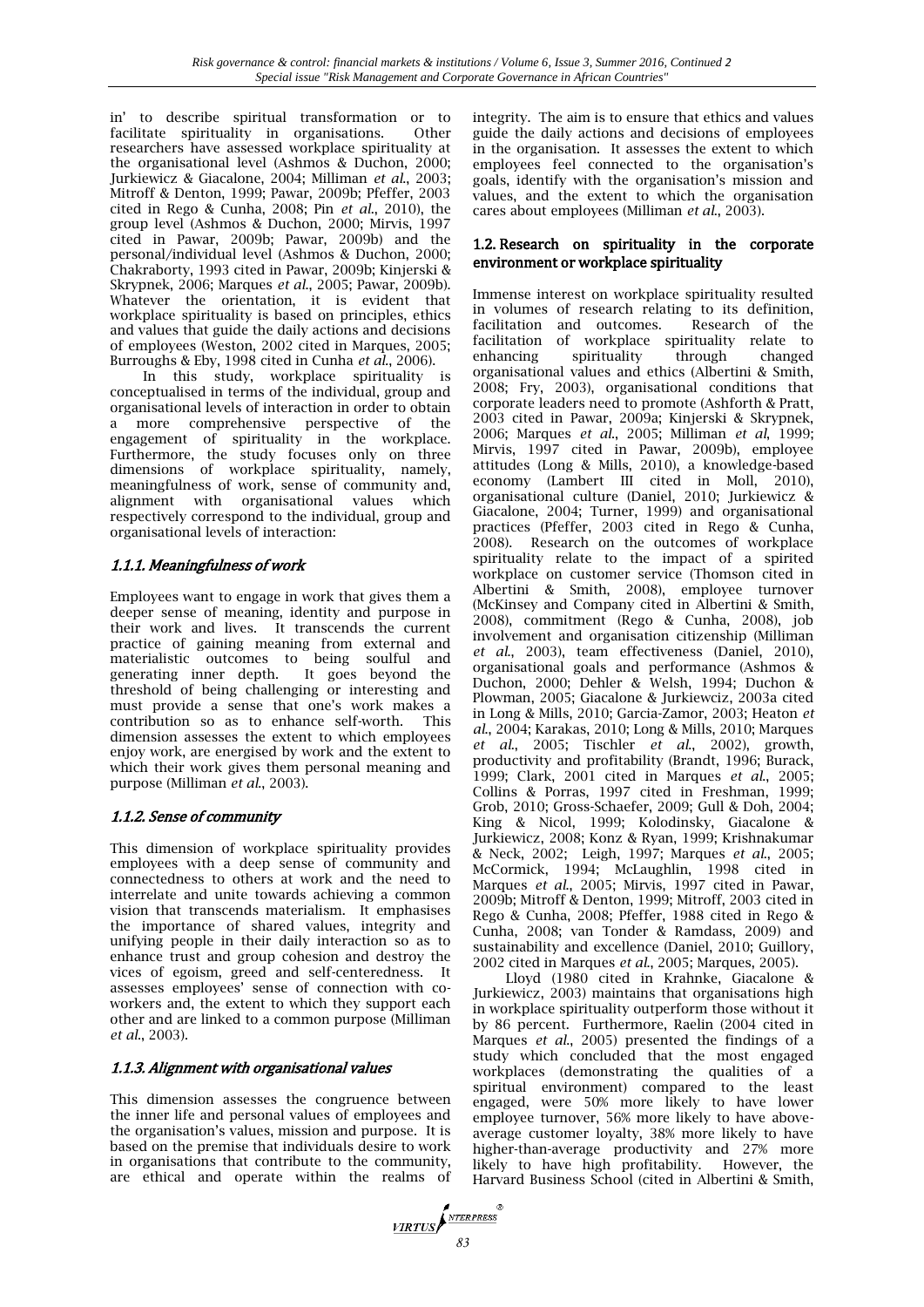in' to describe spiritual transformation or to facilitate spirituality in organisations. Other researchers have assessed workplace spirituality at the organisational level (Ashmos & Duchon, 2000; Jurkiewicz & Giacalone, 2004; Milliman *et al*., 2003; Mitroff & Denton, 1999; Pawar, 2009b; Pfeffer, 2003 cited in Rego & Cunha, 2008; Pin *et al*., 2010), the group level (Ashmos & Duchon, 2000; Mirvis, 1997 cited in Pawar, 2009b; Pawar, 2009b) and the personal/individual level (Ashmos & Duchon, 2000; Chakraborty, 1993 cited in Pawar, 2009b; Kinjerski & Skrypnek, 2006; Marques *et al*., 2005; Pawar, 2009b). Whatever the orientation, it is evident that workplace spirituality is based on principles, ethics and values that guide the daily actions and decisions of employees (Weston, 2002 cited in Marques, 2005; Burroughs & Eby, 1998 cited in Cunha *et al*., 2006).

In this study, workplace spirituality is conceptualised in terms of the individual, group and organisational levels of interaction in order to obtain a more comprehensive perspective of the engagement of spirituality in the workplace. Furthermore, the study focuses only on three dimensions of workplace spirituality, namely, meaningfulness of work, sense of community and, alignment with organisational values which respectively correspond to the individual, group and organisational levels of interaction:

#### *1.1.1. Meaningfulness of work*

Employees want to engage in work that gives them a deeper sense of meaning, identity and purpose in their work and lives. It transcends the current practice of gaining meaning from external and materialistic outcomes to being soulful and generating inner depth. It goes beyond the threshold of being challenging or interesting and must provide a sense that one's work makes a contribution so as to enhance self-worth. This dimension assesses the extent to which employees enjoy work, are energised by work and the extent to which their work gives them personal meaning and purpose (Milliman *et al*., 2003).

#### *1.1.2. Sense of community*

This dimension of workplace spirituality provides employees with a deep sense of community and connectedness to others at work and the need to interrelate and unite towards achieving a common vision that transcends materialism. It emphasises the importance of shared values, integrity and unifying people in their daily interaction so as to enhance trust and group cohesion and destroy the vices of egoism, greed and self-centeredness. It assesses employees' sense of connection with co-workers and, the extent to which they support each other and are linked to a common purpose (Milliman *et al*., 2003).

#### *1.1.3. Alignment with organisational values*

This dimension assesses the congruence between the inner life and personal values of employees and the organisation's values, mission and purpose. It is based on the premise that individuals desire to work in organisations that contribute to the community, are ethical and operate within the realms of integrity. The aim is to ensure that ethics and values guide the daily actions and decisions of employees in the organisation. It assesses the extent to which employees feel connected to the organisation's goals, identify with the organisation's mission and values, and the extent to which the organisation cares about employees (Milliman *et al*., 2003).

### 1.2. Research on spirituality in the corporate environment or workplace spirituality

Immense interest on workplace spirituality resulted in volumes of research relating to its definition, facilitation and outcomes. Research of the facilitation of workplace spirituality relate to enhancing spirituality through changed organisational values and ethics (Albertini & Smith, 2008; Fry, 2003), organisational conditions that corporate leaders need to promote (Ashforth & Pratt, 2003 cited in Pawar, 2009a; Kinjerski & Skrypnek, 2006; Marques *et al*., 2005; Milliman *et al*, 1999; Mirvis, 1997 cited in Pawar, 2009b), employee attitudes (Long & Mills, 2010), a knowledge-based economy (Lambert III cited in Moll, 2010), organisational culture (Daniel, 2010; Jurkiewicz & Giacalone, 2004; Turner, 1999) and organisational practices (Pfeffer, 2003 cited in Rego & Cunha, 2008). Research on the outcomes of workplace spirituality relate to the impact of a spirited workplace on customer service (Thomson cited in Albertini & Smith, 2008), employee turnover (McKinsey and Company cited in Albertini & Smith, 2008), commitment (Rego & Cunha, 2008), job involvement and organisation citizenship (Milliman *et al*., 2003), team effectiveness (Daniel, 2010), organisational goals and performance (Ashmos & Duchon, 2000; Dehler & Welsh, 1994; Duchon & Plowman, 2005; Giacalone & Jurkiewciz, 2003a cited in Long & Mills, 2010; Garcia-Zamor, 2003; Heaton *et al*., 2004; Karakas, 2010; Long & Mills, 2010; Marques *et al*., 2005; Tischler *et al*., 2002), growth, productivity and profitability (Brandt, 1996; Burack, 1999; Clark, 2001 cited in Marques *et al*., 2005; Collins & Porras, 1997 cited in Freshman, 1999; Grob, 2010; Gross-Schaefer, 2009; Gull & Doh, 2004; King & Nicol, 1999; Kolodinsky, Giacalone & Jurkiewicz, 2008; Konz & Ryan, 1999; Krishnakumar & Neck, 2002; Leigh, 1997; Marques *et al*., 2005; McCormick, 1994; McLaughlin, 1998 cited in Marques *et al*., 2005; Mirvis, 1997 cited in Pawar, 2009b; Mitroff & Denton, 1999; Mitroff, 2003 cited in Rego & Cunha, 2008; Pfeffer, 1988 cited in Rego & Cunha, 2008; van Tonder & Ramdass, 2009) and sustainability and excellence (Daniel, 2010; Guillory, 2002 cited in Marques *et al*., 2005; Marques, 2005).

Lloyd (1980 cited in Krahnke, Giacalone & Jurkiewicz, 2003) maintains that organisations high in workplace spirituality outperform those without it by 86 percent. Furthermore, Raelin (2004 cited in Marques *et al*., 2005) presented the findings of a study which concluded that the most engaged workplaces (demonstrating the qualities of a spiritual environment) compared to the least engaged, were 50% more likely to have lower employee turnover, 56% more likely to have above-average customer loyalty, 38% more likely to have higher-than-average productivity and 27% more likely to have high profitability. However, the Harvard Business School (cited in Albertini & Smith,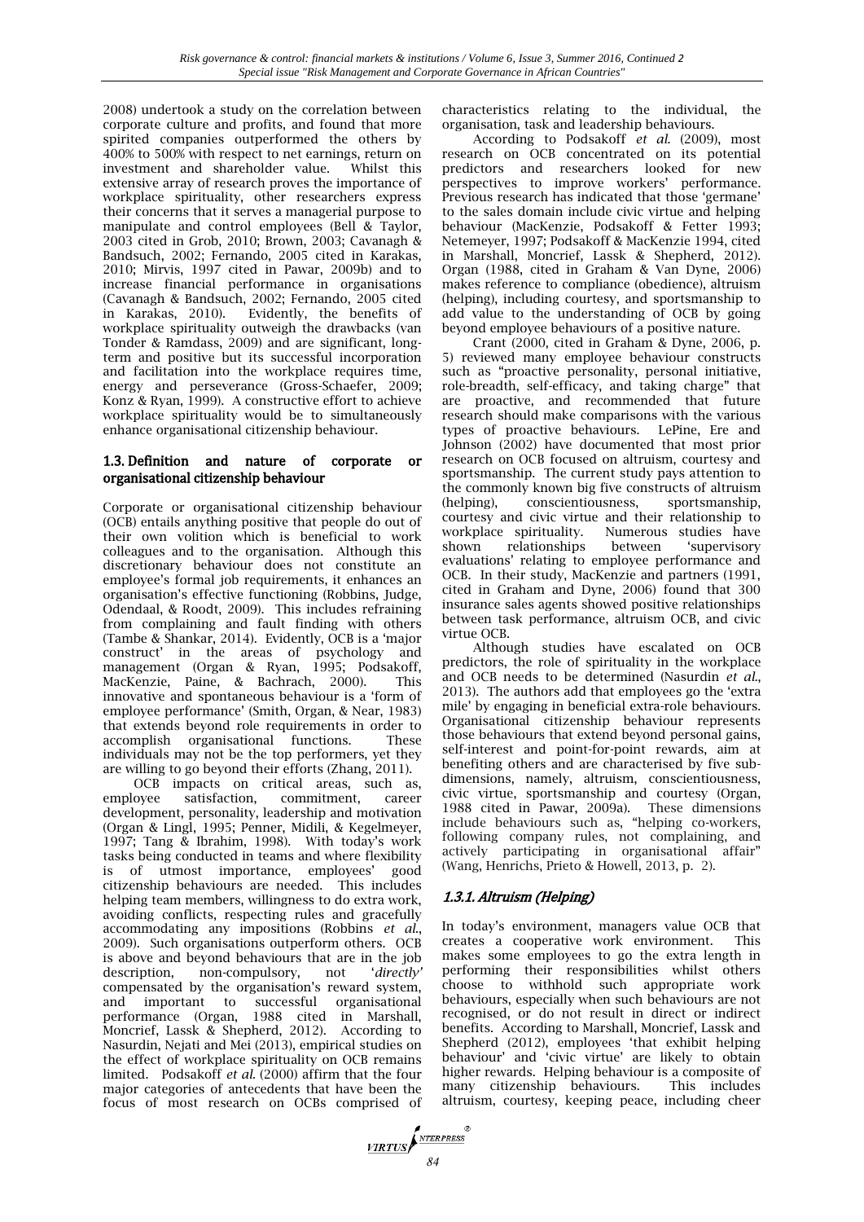2008) undertook a study on the correlation between corporate culture and profits, and found that more spirited companies outperformed the others by 400% to 500% with respect to net earnings, return on investment and shareholder value. Whilst this extensive array of research proves the importance of workplace spirituality, other researchers express their concerns that it serves a managerial purpose to manipulate and control employees (Bell & Taylor, 2003 cited in Grob, 2010; Brown, 2003; Cavanagh & Bandsuch, 2002; Fernando, 2005 cited in Karakas, 2010; Mirvis, 1997 cited in Pawar, 2009b) and to increase financial performance in organisations (Cavanagh & Bandsuch, 2002; Fernando, 2005 cited in Karakas, 2010). Evidently, the benefits of workplace spirituality outweigh the drawbacks (van Tonder & Ramdass, 2009) and are significant, long-term and positive but its successful incorporation and facilitation into the workplace requires time, energy and perseverance (Gross-Schaefer, 2009; Konz & Ryan, 1999). A constructive effort to achieve workplace spirituality would be to simultaneously enhance organisational citizenship behaviour.

### 1.3. Definition and nature of corporate or organisational citizenship behaviour

Corporate or organisational citizenship behaviour (OCB) entails anything positive that people do out of their own volition which is beneficial to work colleagues and to the organisation. Although this discretionary behaviour does not constitute an employee's formal job requirements, it enhances an organisation's effective functioning (Robbins, Judge, Odendaal, & Roodt, 2009). This includes refraining from complaining and fault finding with others (Tambe & Shankar, 2014). Evidently, OCB is a 'major construct' in the areas of psychology and management (Organ & Ryan, 1995; Podsakoff, MacKenzie, Paine, & Bachrach, 2000). This innovative and spontaneous behaviour is a 'form of employee performance' (Smith, Organ, & Near, 1983) that extends beyond role requirements in order to accomplish organisational functions. These individuals may not be the top performers, yet they are willing to go beyond their efforts (Zhang, 2011).

OCB impacts on critical areas, such as, employee satisfaction, commitment, career development, personality, leadership and motivation (Organ & Lingl, 1995; Penner, Midili, & Kegelmeyer, 1997; Tang & Ibrahim, 1998). With today's work tasks being conducted in teams and where flexibility is of utmost importance, employees' good citizenship behaviours are needed. This includes helping team members, willingness to do extra work, avoiding conflicts, respecting rules and gracefully accommodating any impositions (Robbins *et al.*, 2009). Such organisations outperform others. OCB is above and beyond behaviours that are in the job description, non-compulsory, not '*directly*' compensated by the organisation's reward system, and important to successful organisational performance (Organ, 1988 cited in Marshall, Moncrief, Lassk & Shepherd, 2012). According to Nasurdin, Nejati and Mei (2013), empirical studies on the effect of workplace spirituality on OCB remains limited. Podsakoff *et al.* (2000) affirm that the four major categories of antecedents that have been the focus of most research on OCBs comprised of characteristics relating to the individual, the organisation, task and leadership behaviours.

According to Podsakoff *et al.* (2009), most research on OCB concentrated on its potential predictors and researchers looked for new perspectives to improve workers' performance. Previous research has indicated that those 'germane' to the sales domain include civic virtue and helping behaviour (MacKenzie, Podsakoff & Fetter 1993; Netemeyer, 1997; Podsakoff & MacKenzie 1994, cited in Marshall, Moncrief, Lassk & Shepherd, 2012). Organ (1988, cited in Graham & Van Dyne, 2006) makes reference to compliance (obedience), altruism (helping), including courtesy, and sportsmanship to add value to the understanding of OCB by going beyond employee behaviours of a positive nature.

Crant (2000, cited in Graham & Dyne, 2006, p. 5) reviewed many employee behaviour constructs such as "proactive personality, personal initiative, role-breadth, self-efficacy, and taking charge" that are proactive, and recommended that future research should make comparisons with the various types of proactive behaviours. LePine, Ere and Johnson (2002) have documented that most prior research on OCB focused on altruism, courtesy and sportsmanship. The current study pays attention to the commonly known big five constructs of altruism (helping), conscientiousness, sportsmanship, courtesy and civic virtue and their relationship to workplace spirituality. Numerous studies have shown relationships between 'supervisory evaluations' relating to employee performance and OCB. In their study, MacKenzie and partners (1991, cited in Graham and Dyne, 2006) found that 300 insurance sales agents showed positive relationships between task performance, altruism OCB, and civic virtue OCB.

Although studies have escalated on OCB predictors, the role of spirituality in the workplace and OCB needs to be determined (Nasurdin *et al.*, 2013). The authors add that employees go the 'extra mile' by engaging in beneficial extra-role behaviours. Organisational citizenship behaviour represents those behaviours that extend beyond personal gains, self-interest and point-for-point rewards, aim at benefiting others and are characterised by five sub-dimensions, namely, altruism, conscientiousness, civic virtue, sportsmanship and courtesy (Organ, 1988 cited in Pawar, 2009a). These dimensions include behaviours such as, "helping co-workers, following company rules, not complaining, and actively participating in organisational affair" (Wang, Henrichs, Prieto & Howell, 2013, p. 2).

#### *1.3.1. Altruism (Helping)*

In today's environment, managers value OCB that creates a cooperative work environment. This makes some employees to go the extra length in performing their responsibilities whilst others choose to withhold such appropriate work behaviours, especially when such behaviours are not recognised, or do not result in direct or indirect benefits. According to Marshall, Moncrief, Lassk and Shepherd (2012), employees 'that exhibit helping behaviour' and 'civic virtue' are likely to obtain higher rewards. Helping behaviour is a composite of many citizenship behaviours. This includes altruism, courtesy, keeping peace, including cheer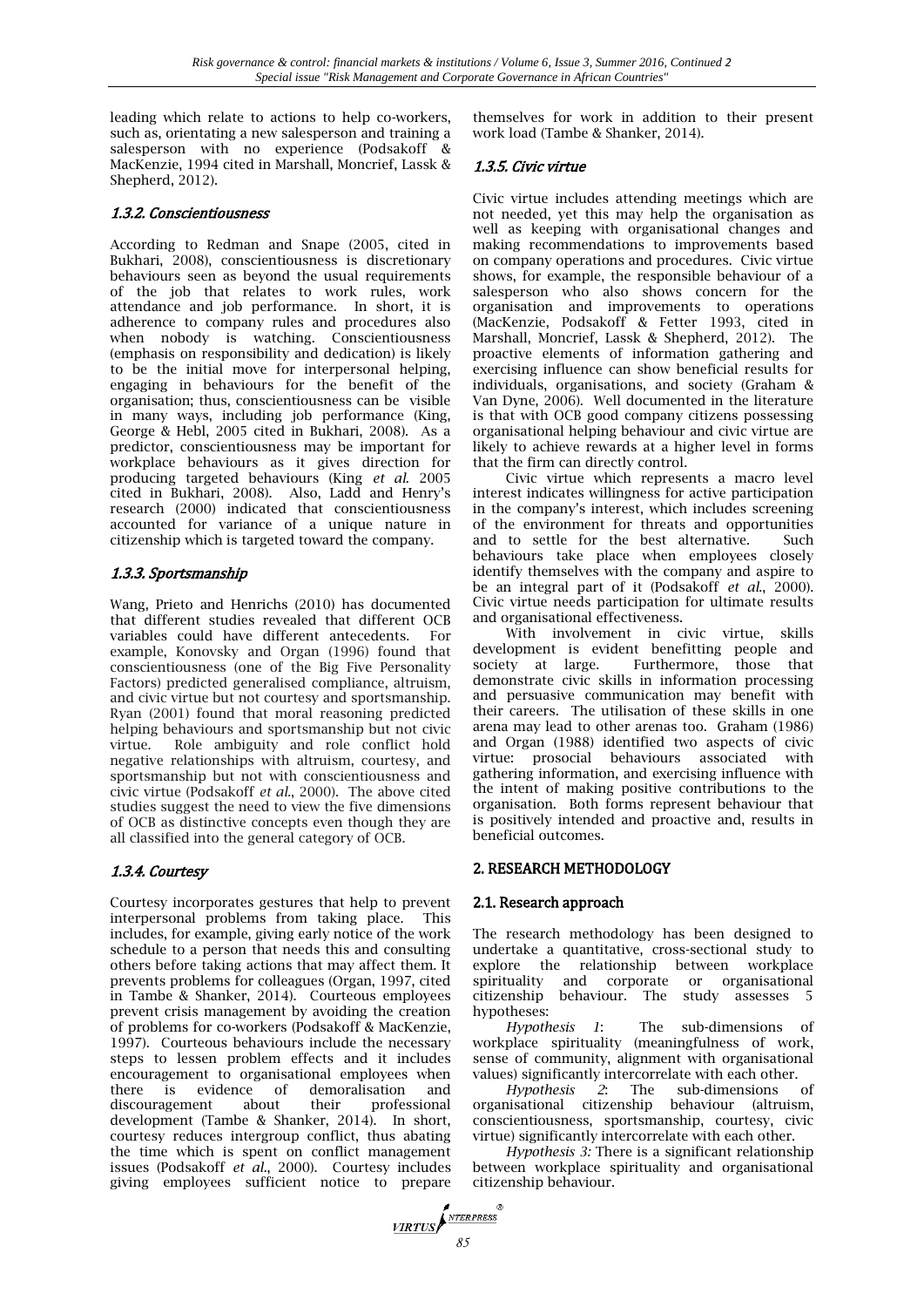leading which relate to actions to help co-workers, such as, orientating a new salesperson and training a salesperson with no experience (Podsakoff & MacKenzie, 1994 cited in Marshall, Moncrief, Lassk & Shepherd, 2012).

### 1.3.2. Conscientiousness

According to Redman and Snape (2005, cited in Bukhari, 2008), conscientiousness is discretionary behaviours seen as beyond the usual requirements of the job that relates to work rules, work attendance and job performance. In short, it is adherence to company rules and procedures also when nobody is watching. Conscientiousness (emphasis on responsibility and dedication) is likely to be the initial move for interpersonal helping, engaging in behaviours for the benefit of the organisation; thus, conscientiousness can be visible in many ways, including job performance (King, George & Hebl, 2005 cited in Bukhari, 2008). As a predictor, conscientiousness may be important for workplace behaviours as it gives direction for producing targeted behaviours (King *et al*. 2005 cited in Bukhari, 2008). Also, Ladd and Henry's research (2000) indicated that conscientiousness accounted for variance of a unique nature in citizenship which is targeted toward the company.

### 1.3.3. Sportsmanship

Wang, Prieto and Henrichs (2010) has documented that different studies revealed that different OCB variables could have different antecedents. For example, Konovsky and Organ (1996) found that conscientiousness (one of the Big Five Personality Factors) predicted generalised compliance, altruism, and civic virtue but not courtesy and sportsmanship. Ryan (2001) found that moral reasoning predicted helping behaviours and sportsmanship but not civic virtue. Role ambiguity and role conflict hold negative relationships with altruism, courtesy, and sportsmanship but not with conscientiousness and civic virtue (Podsakoff *et al*., 2000). The above cited studies suggest the need to view the five dimensions of OCB as distinctive concepts even though they are all classified into the general category of OCB.

### 1.3.4. Courtesy

Courtesy incorporates gestures that help to prevent interpersonal problems from taking place. This includes, for example, giving early notice of the work schedule to a person that needs this and consulting others before taking actions that may affect them. It prevents problems for colleagues (Organ, 1997, cited in Tambe & Shanker, 2014). Courteous employees prevent crisis management by avoiding the creation of problems for co-workers (Podsakoff & MacKenzie, 1997). Courteous behaviours include the necessary steps to lessen problem effects and it includes encouragement to organisational employees when there is evidence of demoralisation and discouragement about their professional development (Tambe & Shanker, 2014). In short, courtesy reduces intergroup conflict, thus abating the time which is spent on conflict management issues (Podsakoff *et al*., 2000). Courtesy includes giving employees sufficient notice to prepare themselves for work in addition to their present work load (Tambe & Shanker, 2014).

### 1.3.5. Civic virtue

Civic virtue includes attending meetings which are not needed, yet this may help the organisation as well as keeping with organisational changes and making recommendations to improvements based on company operations and procedures. Civic virtue shows, for example, the responsible behaviour of a salesperson who also shows concern for the organisation and improvements to operations (MacKenzie, Podsakoff & Fetter 1993, cited in Marshall, Moncrief, Lassk & Shepherd, 2012). The proactive elements of information gathering and exercising influence can show beneficial results for individuals, organisations, and society (Graham & Van Dyne, 2006). Well documented in the literature is that with OCB good company citizens possessing organisational helping behaviour and civic virtue are likely to achieve rewards at a higher level in forms that the firm can directly control.

Civic virtue which represents a macro level interest indicates willingness for active participation in the company's interest, which includes screening of the environment for threats and opportunities and to settle for the best alternative. Such behaviours take place when employees closely identify themselves with the company and aspire to be an integral part of it (Podsakoff *et al*., 2000). Civic virtue needs participation for ultimate results and organisational effectiveness.

With involvement in civic virtue, skills development is evident benefitting people and society at large. Furthermore, those that demonstrate civic skills in information processing and persuasive communication may benefit with their careers. The utilisation of these skills in one arena may lead to other arenas too. Graham (1986) and Organ (1988) identified two aspects of civic virtue: prosocial behaviours associated with gathering information, and exercising influence with the intent of making positive contributions to the organisation. Both forms represent behaviour that is positively intended and proactive and, results in beneficial outcomes.

## 2. RESEARCH METHODOLOGY

### 2.1. Research approach

The research methodology has been designed to undertake a quantitative, cross-sectional study to explore the relationship between workplace spirituality and corporate or organisational citizenship behaviour. The study assesses 5 hypotheses:

*Hypothesis 1*: The sub-dimensions of workplace spirituality (meaningfulness of work, sense of community, alignment with organisational values) significantly intercorrelate with each other.

*Hypothesis 2*: The sub-dimensions of organisational citizenship behaviour (altruism, conscientiousness, sportsmanship, courtesy, civic virtue) significantly intercorrelate with each other.

*Hypothesis 3:* There is a significant relationship between workplace spirituality and organisational citizenship behaviour.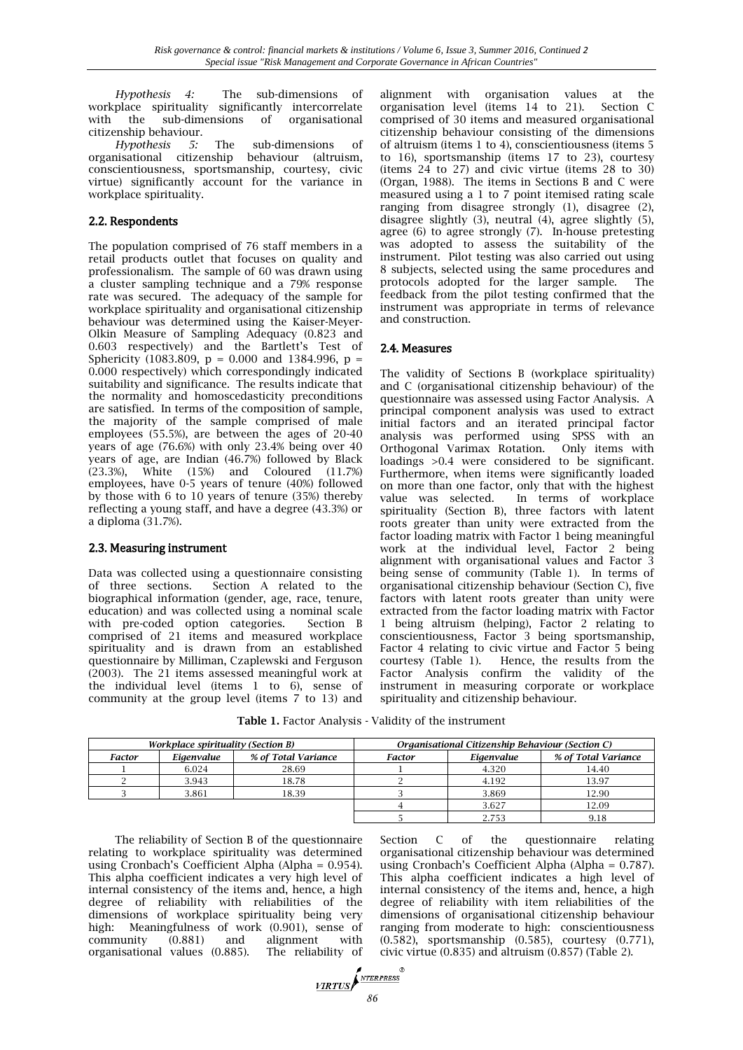*Hypothesis 4:* The sub-dimensions of workplace spirituality significantly intercorrelate with the sub-dimensions of organisational citizenship behaviour.

*Hypothesis 5:* The sub-dimensions of organisational citizenship behaviour (altruism, conscientiousness, sportsmanship, courtesy, civic virtue) significantly account for the variance in workplace spirituality.

## 2.2. Respondents

The population comprised of 76 staff members in a retail products outlet that focuses on quality and professionalism. The sample of 60 was drawn using a cluster sampling technique and a 79% response rate was secured. The adequacy of the sample for workplace spirituality and organisational citizenship behaviour was determined using the Kaiser-Meyer-Olkin Measure of Sampling Adequacy (0.823 and 0.603 respectively) and the Bartlett's Test of Sphericity (1083.809, $p = 0.000$ and 1384.996, $p = 0.000$ respectively) which correspondingly indicated suitability and significance. The results indicate that the normality and homoscedasticity preconditions are satisfied. In terms of the composition of sample, the majority of the sample comprised of male employees (55.5%), are between the ages of 20-40 years of age (76.6%) with only 23.4% being over 40 years of age, are Indian (46.7%) followed by Black (23.3%), White (15%) and Coloured (11.7%) employees, have 0-5 years of tenure (40%) followed by those with 6 to 10 years of tenure (35%) thereby reflecting a young staff, and have a degree (43.3%) or a diploma (31.7%).

## 2.3. Measuring instrument

Data was collected using a questionnaire consisting of three sections. Section A related to the biographical information (gender, age, race, tenure, education) and was collected using a nominal scale with pre-coded option categories. Section B comprised of 21 items and measured workplace spirituality and is drawn from an established questionnaire by Milliman, Czaplewski and Ferguson (2003). The 21 items assessed meaningful work at the individual level (items 1 to 6), sense of community at the group level (items 7 to 13) and alignment with organisation values at the organisation level (items 14 to 21). Section C comprised of 30 items and measured organisational citizenship behaviour consisting of the dimensions of altruism (items 1 to 4), conscientiousness (items 5 to 16), sportsmanship (items 17 to 23), courtesy (items 24 to 27) and civic virtue (items 28 to 30) (Organ, 1988). The items in Sections B and C were measured using a 1 to 7 point itemised rating scale ranging from disagree strongly (1), disagree (2), disagree slightly (3), neutral (4), agree slightly (5), agree (6) to agree strongly (7). In-house pretesting was adopted to assess the suitability of the instrument. Pilot testing was also carried out using 8 subjects, selected using the same procedures and protocols adopted for the larger sample. The feedback from the pilot testing confirmed that the instrument was appropriate in terms of relevance and construction.

## 2.4. Measures

The validity of Sections B (workplace spirituality) and C (organisational citizenship behaviour) of the questionnaire was assessed using Factor Analysis. A principal component analysis was used to extract initial factors and an iterated principal factor analysis was performed using SPSS with an Orthogonal Varimax Rotation. Only items with loadings >0.4 were considered to be significant. Furthermore, when items were significantly loaded on more than one factor, only that with the highest value was selected. In terms of workplace spirituality (Section B), three factors with latent roots greater than unity were extracted from the factor loading matrix with Factor 1 being meaningful work at the individual level, Factor 2 being alignment with organisational values and Factor 3 being sense of community (Table 1). In terms of organisational citizenship behaviour (Section C), five factors with latent roots greater than unity were extracted from the factor loading matrix with Factor 1 being altruism (helping), Factor 2 relating to conscientiousness, Factor 3 being sportsmanship, Factor 4 relating to civic virtue and Factor 5 being courtesy (Table 1). Hence, the results from the Factor Analysis confirm the validity of the instrument in measuring corporate or workplace spirituality and citizenship behaviour.

**Table 1.** Factor Analysis - Validity of the instrument

| *Workplace spirituality (Section B)* | | | *Organisational Citizenship Behaviour (Section C)* | | |
|---|---|---|---|---|---|
| *Factor* | *Eigenvalue* | *% of Total Variance* | *Factor* | *Eigenvalue* | *% of Total Variance* |
| 1 | 6.024 | 28.69 | 1 | 4.320 | 14.40 |
| 2 | 3.943 | 18.78 | 2 | 4.192 | 13.97 |
| 3 | 3.861 | 18.39 | 3 | 3.869 | 12.90 |
| | | | 4 | 3.627 | 12.09 |
| | | | 5 | 2.753 | 9.18 |

The reliability of Section B of the questionnaire relating to workplace spirituality was determined using Cronbach's Coefficient Alpha (Alpha = 0.954). This alpha coefficient indicates a very high level of internal consistency of the items and, hence, a high degree of reliability with reliabilities of the dimensions of workplace spirituality being very high: Meaningfulness of work (0.901), sense of community (0.881) and alignment with organisational values (0.885). The reliability of Section C of the questionnaire relating organisational citizenship behaviour was determined using Cronbach's Coefficient Alpha (Alpha = 0.787). This alpha coefficient indicates a high level of internal consistency of the items and, hence, a high degree of reliability with item reliabilities of the dimensions of organisational citizenship behaviour ranging from moderate to high: conscientiousness (0.582), sportsmanship (0.585), courtesy (0.771), civic virtue (0.835) and altruism (0.857) (Table 2).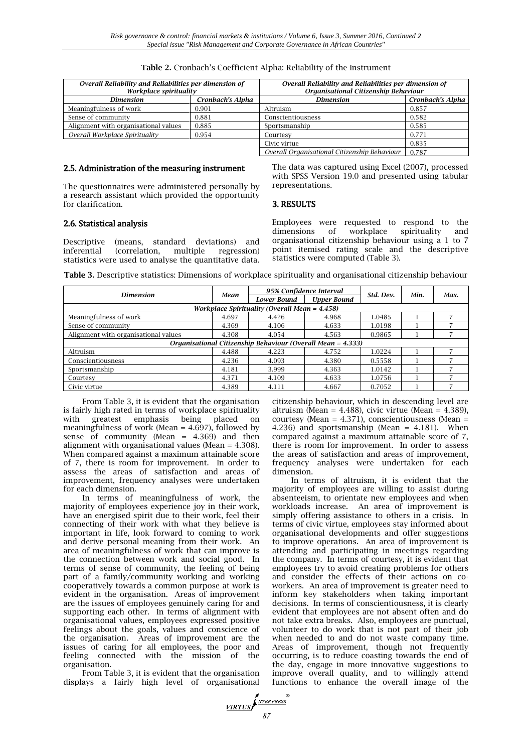**Table 2.** Cronbach's Coefficient Alpha: Reliability of the Instrument

| *Overall Reliability and Reliabilities per dimension of Workplace spirituality* | | *Overall Reliability and Reliabilities per dimension of Organisational Citizenship Behaviour* | |
|---|---|---|---|
| *Dimension* | *Cronbach's Alpha* | *Dimension* | *Cronbach's Alpha* |
| Meaningfulness of work | 0.901 | Altruism | 0.857 |
| Sense of community | 0.881 | Conscientiousness | 0.582 |
| Alignment with organisational values | 0.885 | Sportsmanship | 0.585 |
| *Overall Workplace Spirituality* | 0.954 | Courtesy | 0.771 |
| | | Civic virtue | 0.835 |
| | | *Overall Organisational Citizenship Behaviour* | 0.787 |

### 2.5. Administration of the measuring instrument

The questionnaires were administered personally by a research assistant which provided the opportunity for clarification.

### 2.6. Statistical analysis

Descriptive (means, standard deviations) and inferential (correlation, multiple regression) statistics were used to analyse the quantitative data. The data was captured using Excel (2007), processed with SPSS Version 19.0 and presented using tabular representations.

## 3. RESULTS

Employees were requested to respond to the dimensions of workplace spirituality and organisational citizenship behaviour using a 1 to 7 point itemised rating scale and the descriptive statistics were computed (Table 3).

**Table 3.** Descriptive statistics: Dimensions of workplace spirituality and organisational citizenship behaviour

| *Dimension* | *Mean* | *95% Confidence Interval* | | *Std. Dev.* | *Min.* | *Max.* |
|---|---|---|---|---|---|---|
| | | *Lower Bound* | *Upper Bound* | | | |
| *Workplace Spirituality (Overall Mean = 4.458)* | | | | | | |
| Meaningfulness of work | 4.697 | 4.426 | 4.968 | 1.0485 | 1 | 7 |
| Sense of community | 4.369 | 4.106 | 4.633 | 1.0198 | 1 | 7 |
| Alignment with organisational values | 4.308 | 4.054 | 4.563 | 0.9865 | 1 | 7 |
| *Organisational Citizenship Behaviour (Overall Mean = 4.333)* | | | | | | |
| Altruism | 4.488 | 4.223 | 4.752 | 1.0224 | 1 | 7 |
| Conscientiousness | 4.236 | 4.093 | 4.380 | 0.5558 | 1 | 7 |
| Sportsmanship | 4.181 | 3.999 | 4.363 | 1.0142 | 1 | 7 |
| Courtesy | 4.371 | 4.109 | 4.633 | 1.0756 | 1 | 7 |
| Civic virtue | 4.389 | 4.111 | 4.667 | 0.7052 | 1 | 7 |

From Table 3, it is evident that the organisation is fairly high rated in terms of workplace spirituality with greatest emphasis being placed on meaningfulness of work (Mean = 4.697), followed by sense of community (Mean = 4.369) and then alignment with organisational values (Mean = 4.308). When compared against a maximum attainable score of 7, there is room for improvement. In order to assess the areas of satisfaction and areas of improvement, frequency analyses were undertaken for each dimension.

In terms of meaningfulness of work, the majority of employees experience joy in their work, have an energised spirit due to their work, feel their connecting of their work with what they believe is important in life, look forward to coming to work and derive personal meaning from their work. An area of meaningfulness of work that can improve is the connection between work and social good. In terms of sense of community, the feeling of being part of a family/community working and working cooperatively towards a common purpose at work is evident in the organisation. Areas of improvement are the issues of employees genuinely caring for and supporting each other. In terms of alignment with organisational values, employees expressed positive feelings about the goals, values and conscience of the organisation. Areas of improvement are the issues of caring for all employees, the poor and feeling connected with the mission of the organisation.

From Table 3, it is evident that the organisation displays a fairly high level of organisational citizenship behaviour, which in descending level are altruism (Mean = 4.488), civic virtue (Mean = 4.389), courtesy (Mean = 4.371), conscientiousness (Mean = 4.236) and sportsmanship (Mean = 4.181). When compared against a maximum attainable score of 7, there is room for improvement. In order to assess the areas of satisfaction and areas of improvement, frequency analyses were undertaken for each dimension.

In terms of altruism, it is evident that the majority of employees are willing to assist during absenteeism, to orientate new employees and when workloads increase. An area of improvement is simply offering assistance to others in a crisis. In terms of civic virtue, employees stay informed about organisational developments and offer suggestions to improve operations. An area of improvement is attending and participating in meetings regarding the company. In terms of courtesy, it is evident that employees try to avoid creating problems for others and consider the effects of their actions on co-workers. An area of improvement is greater need to inform key stakeholders when taking important decisions. In terms of conscientiousness, it is clearly evident that employees are not absent often and do not take extra breaks. Also, employees are punctual, volunteer to do work that is not part of their job when needed to and do not waste company time. Areas of improvement, though not frequently occurring, is to reduce coasting towards the end of the day, engage in more innovative suggestions to improve overall quality, and to willingly attend functions to enhance the overall image of the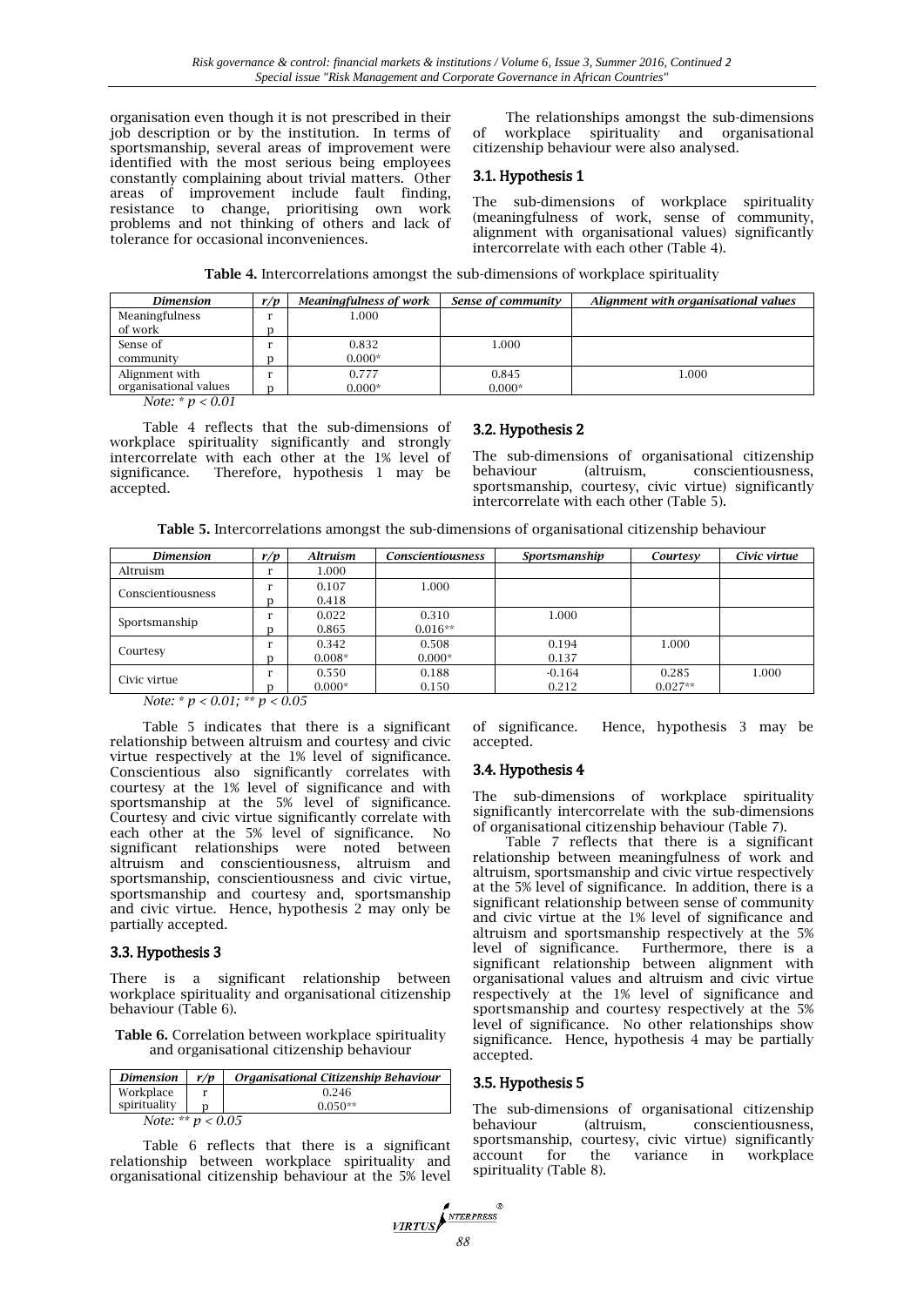organisation even though it is not prescribed in their job description or by the institution. In terms of sportsmanship, several areas of improvement were identified with the most serious being employees constantly complaining about trivial matters. Other areas of improvement include fault finding, resistance to change, prioritising own work problems and not thinking of others and lack of tolerance for occasional inconveniences.

The relationships amongst the sub-dimensions of workplace spirituality and organisational citizenship behaviour were also analysed.

### 3.1. Hypothesis 1

The sub-dimensions of workplace spirituality (meaningfulness of work, sense of community, alignment with organisational values) significantly intercorrelate with each other (Table 4).

**Table 4.** Intercorrelations amongst the sub-dimensions of workplace spirituality

| *Dimension* | *r/p* | *Meaningfulness of work* | *Sense of community* | *Alignment with organisational values* |
|---|---|---|---|---|
| Meaningfulness of work | r | 1.000 | | |
| | p | | | |
| Sense of community | r | 0.832 | 1.000 | |
| | p | 0.000* | | |
| Alignment with organisational values | r | 0.777 | 0.845 | 1.000 |
| | p | 0.000* | 0.000* | |

*Note: * $p < 0.01$*

Table 4 reflects that the sub-dimensions of workplace spirituality significantly and strongly intercorrelate with each other at the 1% level of significance. Therefore, hypothesis 1 may be accepted.

### 3.2. Hypothesis 2

The sub-dimensions of organisational citizenship behaviour (altruism, conscientiousness, sportsmanship, courtesy, civic virtue) significantly intercorrelate with each other (Table 5).

**Table 5.** Intercorrelations amongst the sub-dimensions of organisational citizenship behaviour

| *Dimension* | *r/p* | *Altruism* | *Conscientiousness* | *Sportsmanship* | *Courtesy* | *Civic virtue* |
|---|---|---|---|---|---|---|
| Altruism | r | 1.000 | | | | |
| Conscientiousness | r | 0.107 | 1.000 | | | |
| | p | 0.418 | | | | |
| Sportsmanship | r | 0.022 | 0.310 | 1.000 | | |
| | p | 0.865 | 0.016** | | | |
| Courtesy | r | 0.342 | 0.508 | 0.194 | 1.000 | |
| | p | 0.008* | 0.000* | 0.137 | | |
| Civic virtue | r | 0.550 | 0.188 | -0.164 | 0.285 | 1.000 |
| | p | 0.000* | 0.150 | 0.212 | 0.027** | |

*Note: * $p < 0.01$; ** $p < 0.05$*

Table 5 indicates that there is a significant relationship between altruism and courtesy and civic virtue respectively at the 1% level of significance. Conscientious also significantly correlates with courtesy at the 1% level of significance and with sportsmanship at the 5% level of significance. Courtesy and civic virtue significantly correlate with each other at the 5% level of significance. No significant relationships were noted between altruism and conscientiousness, altruism and sportsmanship, conscientiousness and civic virtue, sportsmanship and courtesy and, sportsmanship and civic virtue. Hence, hypothesis 2 may only be partially accepted.

### 3.3. Hypothesis 3

There is a significant relationship between workplace spirituality and organisational citizenship behaviour (Table 6).

**Table 6.** Correlation between workplace spirituality and organisational citizenship behaviour

| *Dimension* | *r/p* | *Organisational Citizenship Behaviour* |
|---|---|---|
| Workplace spirituality | r | 0.246 |
| | p | 0.050** |

*Note: ** $p < 0.05$*

Table 6 reflects that there is a significant relationship between workplace spirituality and organisational citizenship behaviour at the 5% level of significance. Hence, hypothesis 3 may be accepted.

### 3.4. Hypothesis 4

The sub-dimensions of workplace spirituality significantly intercorrelate with the sub-dimensions of organisational citizenship behaviour (Table 7).

Table 7 reflects that there is a significant relationship between meaningfulness of work and altruism, sportsmanship and civic virtue respectively at the 5% level of significance. In addition, there is a significant relationship between sense of community and civic virtue at the 1% level of significance and altruism and sportsmanship respectively at the 5% level of significance. Furthermore, there is a significant relationship between alignment with organisational values and altruism and civic virtue respectively at the 1% level of significance and sportsmanship and courtesy respectively at the 5% level of significance. No other relationships show significance. Hence, hypothesis 4 may be partially accepted.

### 3.5. Hypothesis 5

The sub-dimensions of organisational citizenship behaviour (altruism, conscientiousness, sportsmanship, courtesy, civic virtue) significantly account for the variance in workplace spirituality (Table 8).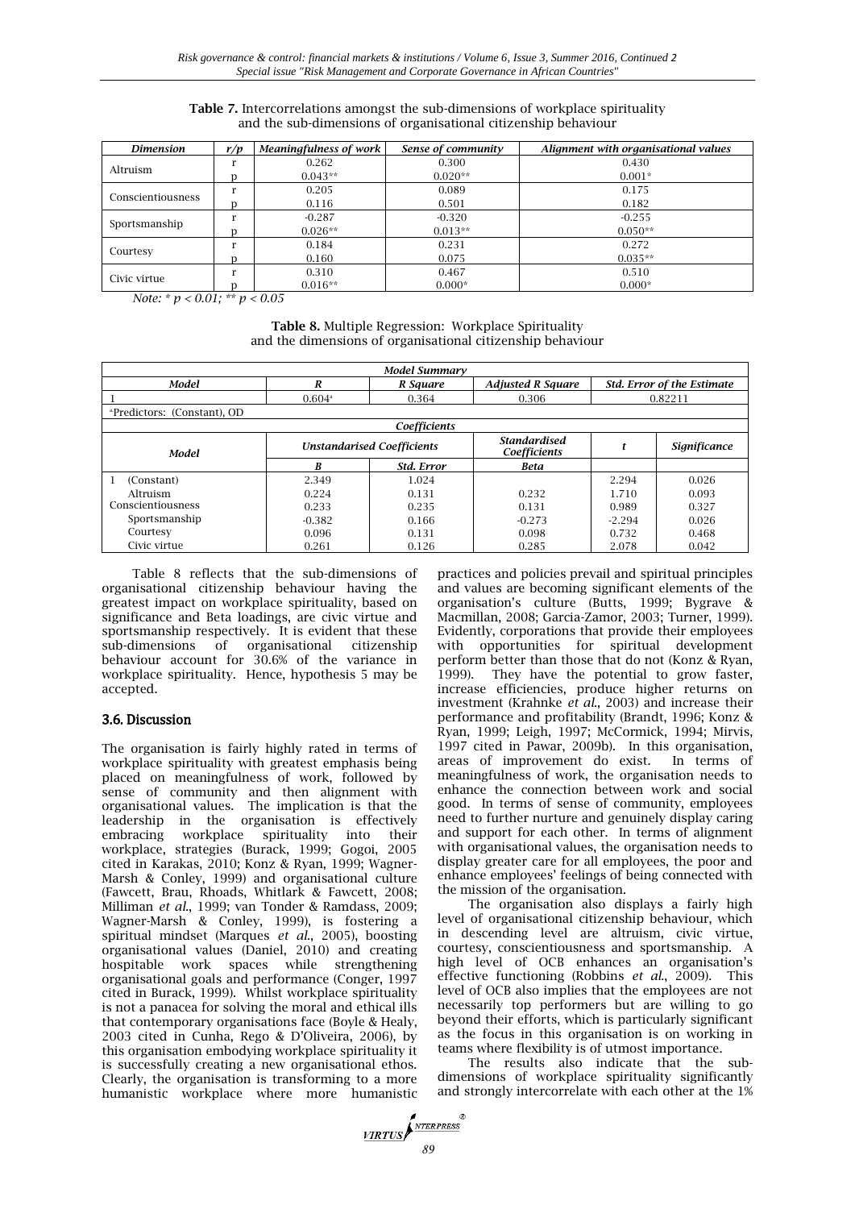**Table 7.** Intercorrelations amongst the sub-dimensions of workplace spirituality and the sub-dimensions of organisational citizenship behaviour

| Dimension | r/p | Meaningfulness of work | Sense of community | Alignment with organisational values |
|---|---|---|---|---|
| Altruism | r | 0.262 | 0.300 | 0.430 |
| | p | 0.043** | 0.020** | 0.001* |
| Conscientiousness | r | 0.205 | 0.089 | 0.175 |
| | p | 0.116 | 0.501 | 0.182 |
| Sportsmanship | r | -0.287 | -0.320 | -0.255 |
| | p | 0.026** | 0.013** | 0.050** |
| Courtesy | r | 0.184 | 0.231 | 0.272 |
| | p | 0.160 | 0.075 | 0.035** |
| Civic virtue | r | 0.310 | 0.467 | 0.510 |
| | p | 0.016** | 0.000* | 0.000* |

*Note: * $p < 0.01$; ** $p < 0.05$*

**Table 8.** Multiple Regression: Workplace Spirituality and the dimensions of organisational citizenship behaviour

| Model Summary | | | | |
|---|---|---|---|---|
| Model | R | R Square | Adjusted R Square | Std. Error of the Estimate |
| 1 | 0.604[a] | 0.364 | 0.306 | 0.82211 |

[a]Predictors: (Constant), OD

| Coefficients | | | | | |
|---|---|---|---|---|---|
| Model | Unstandarised Coefficients | | Standardised Coefficients | t | Significance |
| | B | Std. Error | Beta | | |
| 1 (Constant) | 2.349 | 1.024 | | 2.294 | 0.026 |
| Altruism | 0.224 | 0.131 | 0.232 | 1.710 | 0.093 |
| Conscientiousness | 0.233 | 0.235 | 0.131 | 0.989 | 0.327 |
| Sportsmanship | -0.382 | 0.166 | -0.273 | -2.294 | 0.026 |
| Courtesy | 0.096 | 0.131 | 0.098 | 0.732 | 0.468 |
| Civic virtue | 0.261 | 0.126 | 0.285 | 2.078 | 0.042 |

Table 8 reflects that the sub-dimensions of organisational citizenship behaviour having the greatest impact on workplace spirituality, based on significance and Beta loadings, are civic virtue and sportsmanship respectively. It is evident that these sub-dimensions of organisational citizenship behaviour account for 30.6% of the variance in workplace spirituality. Hence, hypothesis 5 may be accepted.

### 3.6. Discussion

The organisation is fairly highly rated in terms of workplace spirituality with greatest emphasis being placed on meaningfulness of work, followed by sense of community and then alignment with organisational values. The implication is that the leadership in the organisation is effectively embracing workplace spirituality into their workplace, strategies (Burack, 1999; Gogoi, 2005 cited in Karakas, 2010; Konz & Ryan, 1999; Wagner-Marsh & Conley, 1999) and organisational culture (Fawcett, Brau, Rhoads, Whitlark & Fawcett, 2008; Milliman *et al*., 1999; van Tonder & Ramdass, 2009; Wagner-Marsh & Conley, 1999), is fostering a spiritual mindset (Marques *et al*., 2005), boosting organisational values (Daniel, 2010) and creating hospitable work spaces while strengthening organisational goals and performance (Conger, 1997 cited in Burack, 1999). Whilst workplace spirituality is not a panacea for solving the moral and ethical ills that contemporary organisations face (Boyle & Healy, 2003 cited in Cunha, Rego & D'Oliveira, 2006), by this organisation embodying workplace spirituality it is successfully creating a new organisational ethos. Clearly, the organisation is transforming to a more humanistic workplace where more humanistic practices and policies prevail and spiritual principles and values are becoming significant elements of the organisation's culture (Butts, 1999; Bygrave & Macmillan, 2008; Garcia-Zamor, 2003; Turner, 1999). Evidently, corporations that provide their employees with opportunities for spiritual development perform better than those that do not (Konz & Ryan, 1999). They have the potential to grow faster, increase efficiencies, produce higher returns on investment (Krahnke *et al*., 2003) and increase their performance and profitability (Brandt, 1996; Konz & Ryan, 1999; Leigh, 1997; McCormick, 1994; Mirvis, 1997 cited in Pawar, 2009b). In this organisation, areas of improvement do exist. In terms of meaningfulness of work, the organisation needs to enhance the connection between work and social good. In terms of sense of community, employees need to further nurture and genuinely display caring and support for each other. In terms of alignment with organisational values, the organisation needs to display greater care for all employees, the poor and enhance employees' feelings of being connected with the mission of the organisation.

The organisation also displays a fairly high level of organisational citizenship behaviour, which in descending level are altruism, civic virtue, courtesy, conscientiousness and sportsmanship. A high level of OCB enhances an organisation's effective functioning (Robbins *et al*., 2009). This level of OCB also implies that the employees are not necessarily top performers but are willing to go beyond their efforts, which is particularly significant as the focus in this organisation is on working in teams where flexibility is of utmost importance.

The results also indicate that the sub-dimensions of workplace spirituality significantly and strongly intercorrelate with each other at the 1%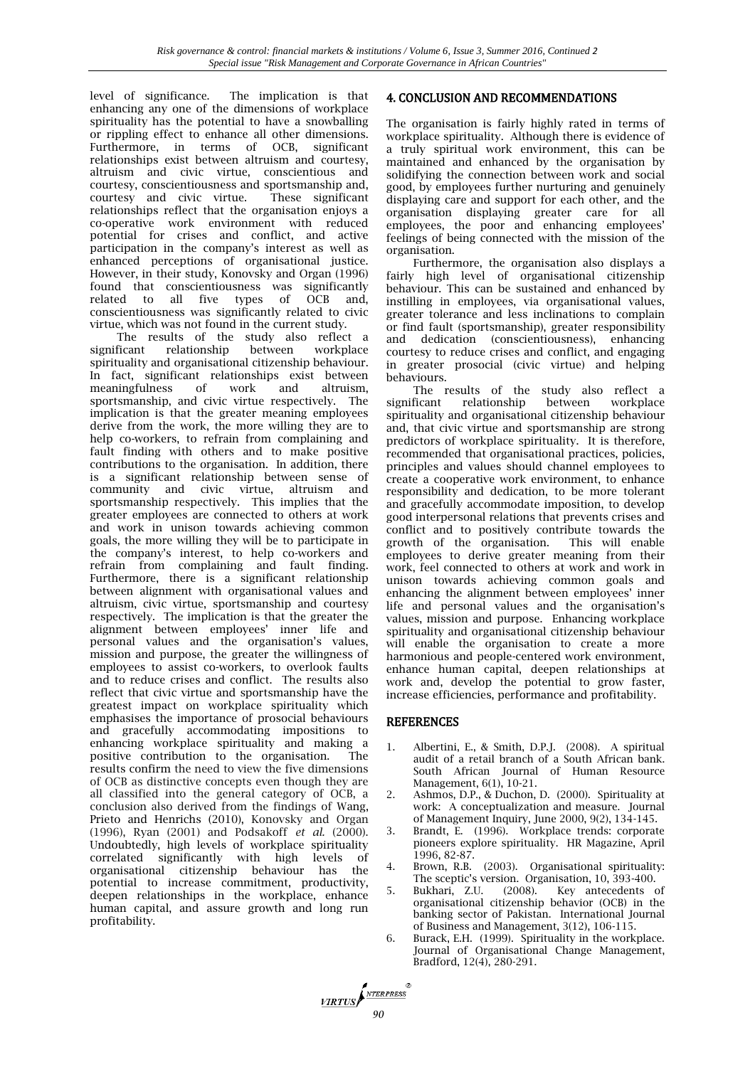level of significance. The implication is that enhancing any one of the dimensions of workplace spirituality has the potential to have a snowballing or rippling effect to enhance all other dimensions. Furthermore, in terms of OCB, significant relationships exist between altruism and courtesy, altruism and civic virtue, conscientious and courtesy, conscientiousness and sportsmanship and, courtesy and civic virtue. These significant relationships reflect that the organisation enjoys a co-operative work environment with reduced potential for crises and conflict, and active participation in the company's interest as well as enhanced perceptions of organisational justice. However, in their study, Konovsky and Organ (1996) found that conscientiousness was significantly related to all five types of OCB and, conscientiousness was significantly related to civic virtue, which was not found in the current study.

The results of the study also reflect a significant relationship between workplace spirituality and organisational citizenship behaviour. In fact, significant relationships exist between meaningfulness of work and altruism, sportsmanship, and civic virtue respectively. The implication is that the greater meaning employees derive from the work, the more willing they are to help co-workers, to refrain from complaining and fault finding with others and to make positive contributions to the organisation. In addition, there is a significant relationship between sense of community and civic virtue, altruism and sportsmanship respectively. This implies that the greater employees are connected to others at work and work in unison towards achieving common goals, the more willing they will be to participate in the company's interest, to help co-workers and refrain from complaining and fault finding. Furthermore, there is a significant relationship between alignment with organisational values and altruism, civic virtue, sportsmanship and courtesy respectively. The implication is that the greater the alignment between employees' inner life and personal values and the organisation's values, mission and purpose, the greater the willingness of employees to assist co-workers, to overlook faults and to reduce crises and conflict. The results also reflect that civic virtue and sportsmanship have the greatest impact on workplace spirituality which emphasises the importance of prosocial behaviours and gracefully accommodating impositions to enhancing workplace spirituality and making a positive contribution to the organisation. The results confirm the need to view the five dimensions of OCB as distinctive concepts even though they are all classified into the general category of OCB, a conclusion also derived from the findings of Wang, Prieto and Henrichs (2010), Konovsky and Organ (1996), Ryan (2001) and Podsakoff *et al.* (2000). Undoubtedly, high levels of workplace spirituality correlated significantly with high levels of organisational citizenship behaviour has the potential to increase commitment, productivity, deepen relationships in the workplace, enhance human capital, and assure growth and long run profitability.

## 4. CONCLUSION AND RECOMMENDATIONS

The organisation is fairly highly rated in terms of workplace spirituality. Although there is evidence of a truly spiritual work environment, this can be maintained and enhanced by the organisation by solidifying the connection between work and social good, by employees further nurturing and genuinely displaying care and support for each other, and the organisation displaying greater care for all employees, the poor and enhancing employees' feelings of being connected with the mission of the organisation.

Furthermore, the organisation also displays a fairly high level of organisational citizenship behaviour. This can be sustained and enhanced by instilling in employees, via organisational values, greater tolerance and less inclinations to complain or find fault (sportsmanship), greater responsibility and dedication (conscientiousness), enhancing courtesy to reduce crises and conflict, and engaging in greater prosocial (civic virtue) and helping behaviours.

The results of the study also reflect a significant relationship between workplace spirituality and organisational citizenship behaviour and, that civic virtue and sportsmanship are strong predictors of workplace spirituality. It is therefore, recommended that organisational practices, policies, principles and values should channel employees to create a cooperative work environment, to enhance responsibility and dedication, to be more tolerant and gracefully accommodate imposition, to develop good interpersonal relations that prevents crises and conflict and to positively contribute towards the growth of the organisation. This will enable employees to derive greater meaning from their work, feel connected to others at work and work in unison towards achieving common goals and enhancing the alignment between employees' inner life and personal values and the organisation's values, mission and purpose. Enhancing workplace spirituality and organisational citizenship behaviour will enable the organisation to create a more harmonious and people-centered work environment, enhance human capital, deepen relationships at work and, develop the potential to grow faster, increase efficiencies, performance and profitability.

## REFERENCES

1. Albertini, E., & Smith, D.P.J. (2008). A spiritual audit of a retail branch of a South African bank. South African Journal of Human Resource Management, 6(1), 10-21.
2. Ashmos, D.P., & Duchon, D. (2000). Spirituality at work: A conceptualization and measure. Journal of Management Inquiry, June 2000, 9(2), 134-145.
3. Brandt, E. (1996). Workplace trends: corporate pioneers explore spirituality. HR Magazine, April 1996, 82-87.
4. Brown, R.B. (2003). Organisational spirituality: The sceptic's version. Organisation, 10, 393-400.
5. Bukhari, Z.U. (2008). Key antecedents of organisational citizenship behavior (OCB) in the banking sector of Pakistan. International Journal of Business and Management, 3(12), 106-115.
6. Burack, E.H. (1999). Spirituality in the workplace. Journal of Organisational Change Management, Bradford, 12(4), 280-291.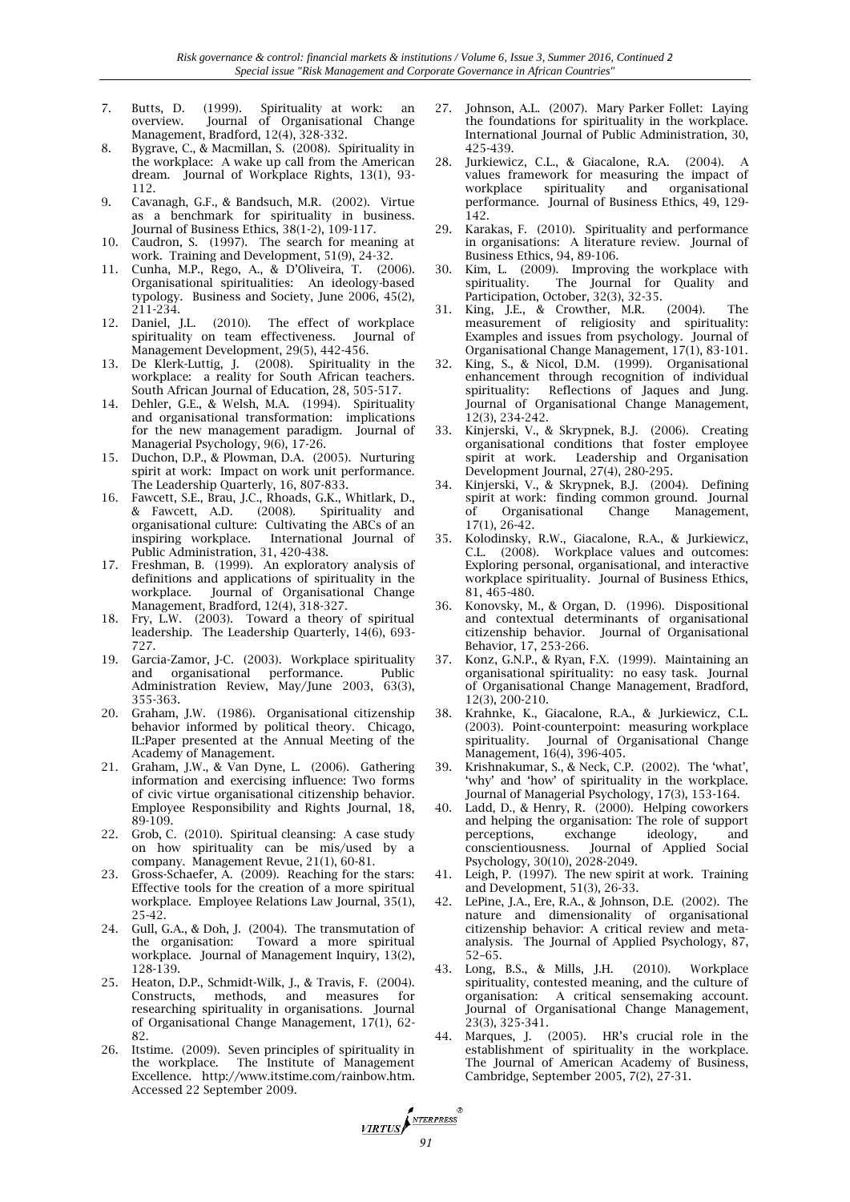7. Butts, D. (1999). Spirituality at work: an overview. Journal of Organisational Change Management, Bradford, 12(4), 328-332.
8. Bygrave, C., & Macmillan, S. (2008). Spirituality in the workplace: A wake up call from the American dream. Journal of Workplace Rights, 13(1), 93-112.
9. Cavanagh, G.F., & Bandsuch, M.R. (2002). Virtue as a benchmark for spirituality in business. Journal of Business Ethics, 38(1-2), 109-117.
10. Caudron, S. (1997). The search for meaning at work. Training and Development, 51(9), 24-32.
11. Cunha, M.P., Rego, A., & D'Oliveira, T. (2006). Organisational spiritualities: An ideology-based typology. Business and Society, June 2006, 45(2), 211-234.
12. Daniel, J.L. (2010). The effect of workplace spirituality on team effectiveness. Journal of Management Development, 29(5), 442-456.
13. De Klerk-Luttig, J. (2008). Spirituality in the workplace: a reality for South African teachers. South African Journal of Education, 28, 505-517.
14. Dehler, G.E., & Welsh, M.A. (1994). Spirituality and organisational transformation: implications for the new management paradigm. Journal of Managerial Psychology, 9(6), 17-26.
15. Duchon, D.P., & Plowman, D.A. (2005). Nurturing spirit at work: Impact on work unit performance. The Leadership Quarterly, 16, 807-833.
16. Fawcett, S.E., Brau, J.C., Rhoads, G.K., Whitlark, D., & Fawcett, A.D. (2008). Spirituality and organisational culture: Cultivating the ABCs of an inspiring workplace. International Journal of Public Administration, 31, 420-438.
17. Freshman, B. (1999). An exploratory analysis of definitions and applications of spirituality in the workplace. Journal of Organisational Change Management, Bradford, 12(4), 318-327.
18. Fry, L.W. (2003). Toward a theory of spiritual leadership. The Leadership Quarterly, 14(6), 693-727.
19. Garcia-Zamor, J-C. (2003). Workplace spirituality and organisational performance. Public Administration Review, May/June 2003, 63(3), 355-363.
20. Graham, J.W. (1986). Organisational citizenship behavior informed by political theory. Chicago, IL:Paper presented at the Annual Meeting of the Academy of Management.
21. Graham, J.W., & Van Dyne, L. (2006). Gathering information and exercising influence: Two forms of civic virtue organisational citizenship behavior. Employee Responsibility and Rights Journal, 18, 89-109.
22. Grob, C. (2010). Spiritual cleansing: A case study on how spirituality can be mis/used by a company. Management Revue, 21(1), 60-81.
23. Gross-Schaefer, A. (2009). Reaching for the stars: Effective tools for the creation of a more spiritual workplace. Employee Relations Law Journal, 35(1), 25-42.
24. Gull, G.A., & Doh, J. (2004). The transmutation of the organisation: Toward a more spiritual workplace. Journal of Management Inquiry, 13(2), 128-139.
25. Heaton, D.P., Schmidt-Wilk, J., & Travis, F. (2004). Constructs, methods, and measures for researching spirituality in organisations. Journal of Organisational Change Management, 17(1), 62-82.
26. Itstime. (2009). Seven principles of spirituality in the workplace. The Institute of Management Excellence. http://www.itstime.com/rainbow.htm. Accessed 22 September 2009.
27. Johnson, A.L. (2007). Mary Parker Follet: Laying the foundations for spirituality in the workplace. International Journal of Public Administration, 30, 425-439.
28. Jurkiewicz, C.L., & Giacalone, R.A. (2004). A values framework for measuring the impact of workplace spirituality and organisational performance. Journal of Business Ethics, 49, 129-142.
29. Karakas, F. (2010). Spirituality and performance in organisations: A literature review. Journal of Business Ethics, 94, 89-106.
30. Kim, L. (2009). Improving the workplace with spirituality. The Journal for Quality and Participation, October, 32(3), 32-35.
31. King, J.E., & Crowther, M.R. (2004). The measurement of religiosity and spirituality: Examples and issues from psychology. Journal of Organisational Change Management, 17(1), 83-101.
32. King, S., & Nicol, D.M. (1999). Organisational enhancement through recognition of individual spirituality: Reflections of Jaques and Jung. Journal of Organisational Change Management, 12(3), 234-242.
33. Kinjerski, V., & Skrypnek, B.J. (2006). Creating organisational conditions that foster employee spirit at work. Leadership and Organisation Development Journal, 27(4), 280-295.
34. Kinjerski, V., & Skrypnek, B.J. (2004). Defining spirit at work: finding common ground. Journal of Organisational Change Management, 17(1), 26-42.
35. Kolodinsky, R.W., Giacalone, R.A., & Jurkiewicz, C.L. (2008). Workplace values and outcomes: Exploring personal, organisational, and interactive workplace spirituality. Journal of Business Ethics, 81, 465-480.
36. Konovsky, M., & Organ, D. (1996). Dispositional and contextual determinants of organisational citizenship behavior. Journal of Organisational Behavior, 17, 253-266.
37. Konz, G.N.P., & Ryan, F.X. (1999). Maintaining an organisational spirituality: no easy task. Journal of Organisational Change Management, Bradford, 12(3), 200-210.
38. Krahnke, K., Giacalone, R.A., & Jurkiewicz, C.L. (2003). Point-counterpoint: measuring workplace spirituality. Journal of Organisational Change Management, 16(4), 396-405.
39. Krishnakumar, S., & Neck, C.P. (2002). The 'what', 'why' and 'how' of spirituality in the workplace. Journal of Managerial Psychology, 17(3), 153-164.
40. Ladd, D., & Henry, R. (2000). Helping coworkers and helping the organisation: The role of support perceptions, exchange ideology, and conscientiousness. Journal of Applied Social Psychology, 30(10), 2028-2049.
41. Leigh, P. (1997). The new spirit at work. Training and Development, 51(3), 26-33.
42. LePine, J.A., Ere, R.A., & Johnson, D.E. (2002). The nature and dimensionality of organisational citizenship behavior: A critical review and meta-analysis. The Journal of Applied Psychology, 87, 52–65.
43. Long, B.S., & Mills, J.H. (2010). Workplace spirituality, contested meaning, and the culture of organisation: A critical sensemaking account. Journal of Organisational Change Management, 23(3), 325-341.
44. Marques, J. (2005). HR's crucial role in the establishment of spirituality in the workplace. The Journal of American Academy of Business, Cambridge, September 2005, 7(2), 27-31.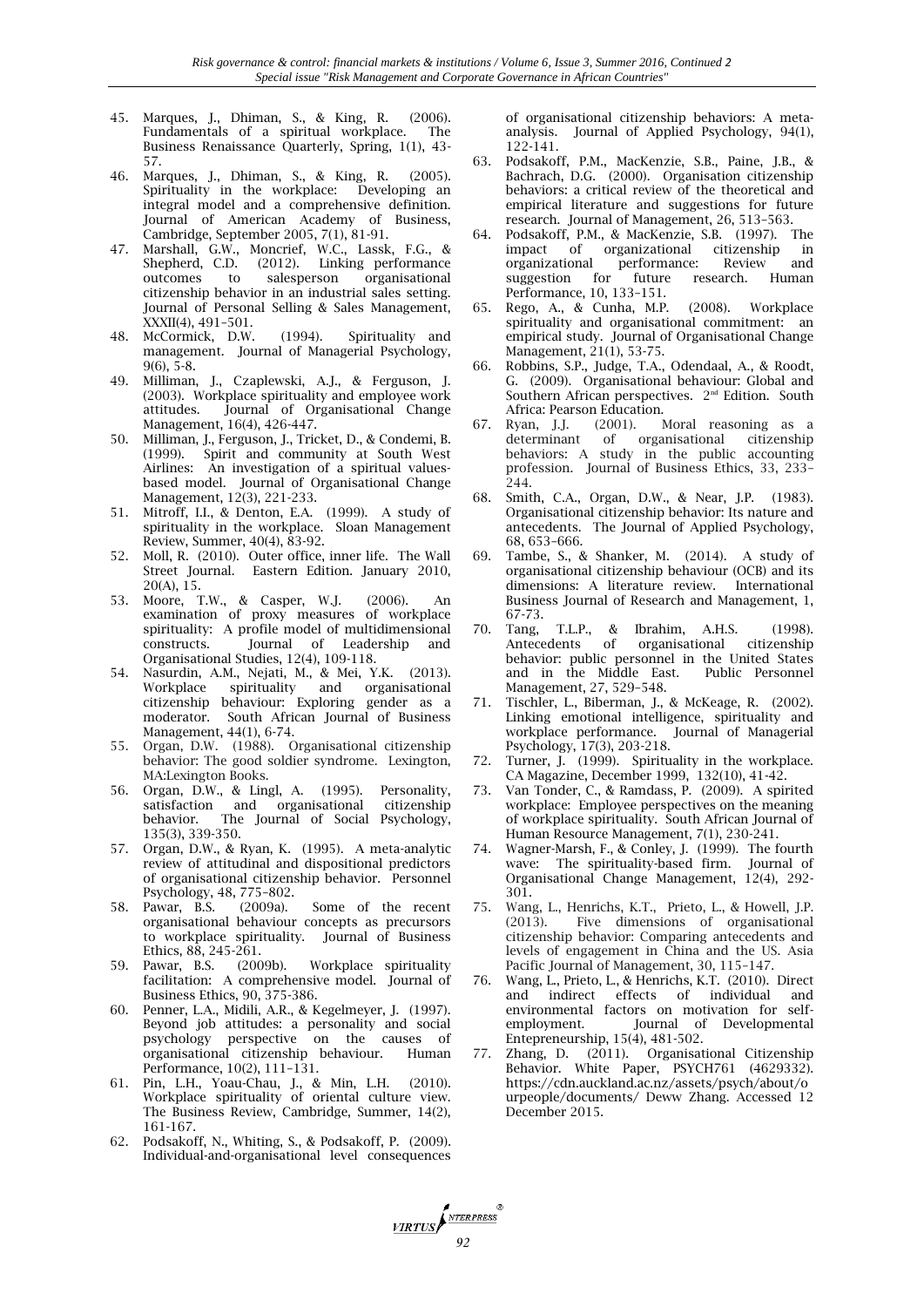45. Marques, J., Dhiman, S., & King, R. (2006). Fundamentals of a spiritual workplace. The Business Renaissance Quarterly, Spring, 1(1), 43-57.
46. Marques, J., Dhiman, S., & King, R. (2005). Spirituality in the workplace: Developing an integral model and a comprehensive definition. Journal of American Academy of Business, Cambridge, September 2005, 7(1), 81-91.
47. Marshall, G.W., Moncrief, W.C., Lassk, F.G., & Shepherd, C.D. (2012). Linking performance outcomes to salesperson organisational citizenship behavior in an industrial sales setting. Journal of Personal Selling & Sales Management, XXXII(4), 491–501.
48. McCormick, D.W. (1994). Spirituality and management. Journal of Managerial Psychology, 9(6), 5-8.
49. Milliman, J., Czaplewski, A.J., & Ferguson, J. (2003). Workplace spirituality and employee work attitudes. Journal of Organisational Change Management, 16(4), 426-447.
50. Milliman, J., Ferguson, J., Tricket, D., & Condemi, B. (1999). Spirit and community at South West Airlines: An investigation of a spiritual values-based model. Journal of Organisational Change Management, 12(3), 221-233.
51. Mitroff, I.I., & Denton, E.A. (1999). A study of spirituality in the workplace. Sloan Management Review, Summer, 40(4), 83-92.
52. Moll, R. (2010). Outer office, inner life. The Wall Street Journal. Eastern Edition. January 2010, 20(A), 15.
53. Moore, T.W., & Casper, W.J. (2006). An examination of proxy measures of workplace spirituality: A profile model of multidimensional constructs. Journal of Leadership and Organisational Studies, 12(4), 109-118.
54. Nasurdin, A.M., Nejati, M., & Mei, Y.K. (2013). Workplace spirituality and organisational citizenship behaviour: Exploring gender as a moderator. South African Journal of Business Management, 44(1), 6-74.
55. Organ, D.W. (1988). Organisational citizenship behavior: The good soldier syndrome. Lexington, MA:Lexington Books.
56. Organ, D.W., & Lingl, A. (1995). Personality, satisfaction and organisational citizenship behavior. The Journal of Social Psychology, 135(3), 339-350.
57. Organ, D.W., & Ryan, K. (1995). A meta-analytic review of attitudinal and dispositional predictors of organisational citizenship behavior. Personnel Psychology, 48, 775–802.
58. Pawar, B.S. (2009a). Some of the recent organisational behaviour concepts as precursors to workplace spirituality. Journal of Business Ethics, 88, 245-261.
59. Pawar, B.S. (2009b). Workplace spirituality facilitation: A comprehensive model. Journal of Business Ethics, 90, 375-386.
60. Penner, L.A., Midili, A.R., & Kegelmeyer, J. (1997). Beyond job attitudes: a personality and social psychology perspective on the causes of organisational citizenship behaviour. Human Performance, 10(2), 111–131.
61. Pin, L.H., Yoau-Chau, J., & Min, L.H. (2010). Workplace spirituality of oriental culture view. The Business Review, Cambridge, Summer, 14(2), 161-167.
62. Podsakoff, N., Whiting, S., & Podsakoff, P. (2009). Individual-and-organisational level consequences of organisational citizenship behaviors: A meta-analysis. Journal of Applied Psychology, 94(1), 122-141.
63. Podsakoff, P.M., MacKenzie, S.B., Paine, J.B., & Bachrach, D.G. (2000). Organisation citizenship behaviors: a critical review of the theoretical and empirical literature and suggestions for future research. Journal of Management, 26, 513–563.
64. Podsakoff, P.M., & MacKenzie, S.B. (1997). The impact of organizational citizenship in organizational performance: Review and suggestion for future research. Human Performance, 10, 133–151.
65. Rego, A., & Cunha, M.P. (2008). Workplace spirituality and organisational commitment: an empirical study. Journal of Organisational Change Management, 21(1), 53-75.
66. Robbins, S.P., Judge, T.A., Odendaal, A., & Roodt, G. (2009). Organisational behaviour: Global and Southern African perspectives. 2nd Edition. South Africa: Pearson Education.
67. Ryan, J.J. (2001). Moral reasoning as a determinant of organisational citizenship behaviors: A study in the public accounting profession. Journal of Business Ethics, 33, 233–244.
68. Smith, C.A., Organ, D.W., & Near, J.P. (1983). Organisational citizenship behavior: Its nature and antecedents. The Journal of Applied Psychology, 68, 653–666.
69. Tambe, S., & Shanker, M. (2014). A study of organisational citizenship behaviour (OCB) and its dimensions: A literature review. International Business Journal of Research and Management, 1, 67-73.
70. Tang, T.L.P., & Ibrahim, A.H.S. (1998). Antecedents of organisational citizenship behavior: public personnel in the United States and in the Middle East. Public Personnel Management, 27, 529–548.
71. Tischler, L., Biberman, J., & McKeage, R. (2002). Linking emotional intelligence, spirituality and workplace performance. Journal of Managerial Psychology, 17(3), 203-218.
72. Turner, J. (1999). Spirituality in the workplace. CA Magazine, December 1999, 132(10), 41-42.
73. Van Tonder, C., & Ramdass, P. (2009). A spirited workplace: Employee perspectives on the meaning of workplace spirituality. South African Journal of Human Resource Management, 7(1), 230-241.
74. Wagner-Marsh, F., & Conley, J. (1999). The fourth wave: The spirituality-based firm. Journal of Organisational Change Management, 12(4), 292-301.
75. Wang, L., Henrichs, K.T., Prieto, L., & Howell, J.P. (2013). Five dimensions of organisational citizenship behavior: Comparing antecedents and levels of engagement in China and the US. Asia Pacific Journal of Management, 30, 115–147.
76. Wang, L., Prieto, L., & Henrichs, K.T. (2010). Direct and indirect effects of individual and environmental factors on motivation for self-employment. Journal of Developmental Entepreneurship, 15(4), 481-502.
77. Zhang, D. (2011). Organisational Citizenship Behavior. White Paper, PSYCH761 (4629332). https://cdn.auckland.ac.nz/assets/psych/about/ourpeople/documents/ Deww Zhang. Accessed 12 December 2015.